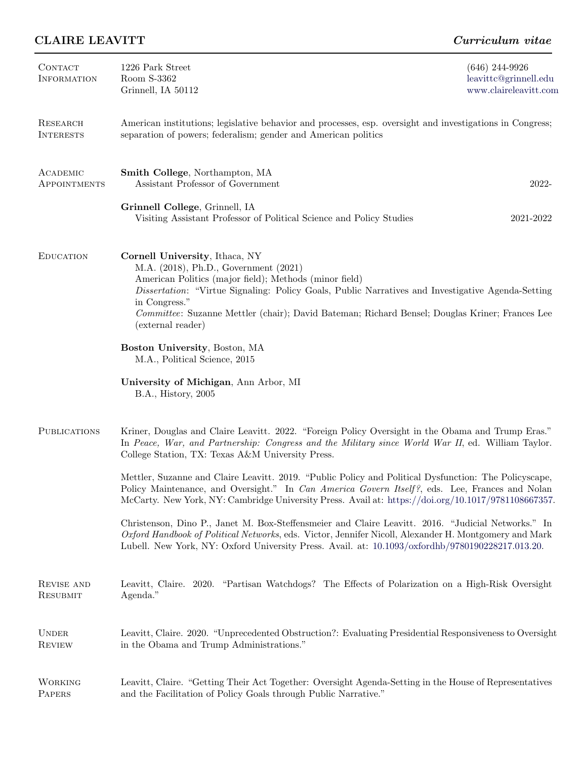# CLAIRE LEAVITT

*Curriculum vitae*

## Contact Information

1226 Park Street
Room S-3362
Grinnell, IA 50112

(646) 244-9926
leavittc@grinnell.edu
www.claireleavitt.com

## Research Interests

American institutions; legislative behavior and processes, esp. oversight and investigations in Congress; separation of powers; federalism; gender and American politics

## Academic Appointments

**Smith College**, Northampton, MA
Assistant Professor of Government — 2022-

**Grinnell College**, Grinnell, IA
Visiting Assistant Professor of Political Science and Policy Studies — 2021-2022

## Education

**Cornell University**, Ithaca, NY
M.A. (2018), Ph.D., Government (2021)
American Politics (major field); Methods (minor field)
*Dissertation*: "Virtue Signaling: Policy Goals, Public Narratives and Investigative Agenda-Setting in Congress."
*Committee*: Suzanne Mettler (chair); David Bateman; Richard Bensel; Douglas Kriner; Frances Lee (external reader)

**Boston University**, Boston, MA
M.A., Political Science, 2015

**University of Michigan**, Ann Arbor, MI
B.A., History, 2005

## Publications

Kriner, Douglas and Claire Leavitt. 2022. "Foreign Policy Oversight in the Obama and Trump Eras." In *Peace, War, and Partnership: Congress and the Military since World War II*, ed. William Taylor. College Station, TX: Texas A&M University Press.

Mettler, Suzanne and Claire Leavitt. 2019. "Public Policy and Political Dysfunction: The Policyscape, Policy Maintenance, and Oversight." In *Can America Govern Itself?*, eds. Lee, Frances and Nolan McCarty. New York, NY: Cambridge University Press. Avail at: https://doi.org/10.1017/9781108667357.

Christenson, Dino P., Janet M. Box-Steffensmeier and Claire Leavitt. 2016. "Judicial Networks." In *Oxford Handbook of Political Networks*, eds. Victor, Jennifer Nicoll, Alexander H. Montgomery and Mark Lubell. New York, NY: Oxford University Press. Avail. at: 10.1093/oxfordhb/9780190228217.013.20.

## Revise and Resubmit

Leavitt, Claire. 2020. "Partisan Watchdogs? The Effects of Polarization on a High-Risk Oversight Agenda."

## Under Review

Leavitt, Claire. 2020. "Unprecedented Obstruction?: Evaluating Presidential Responsiveness to Oversight in the Obama and Trump Administrations."

## Working Papers

Leavitt, Claire. "Getting Their Act Together: Oversight Agenda-Setting in the House of Representatives and the Facilitation of Policy Goals through Public Narrative."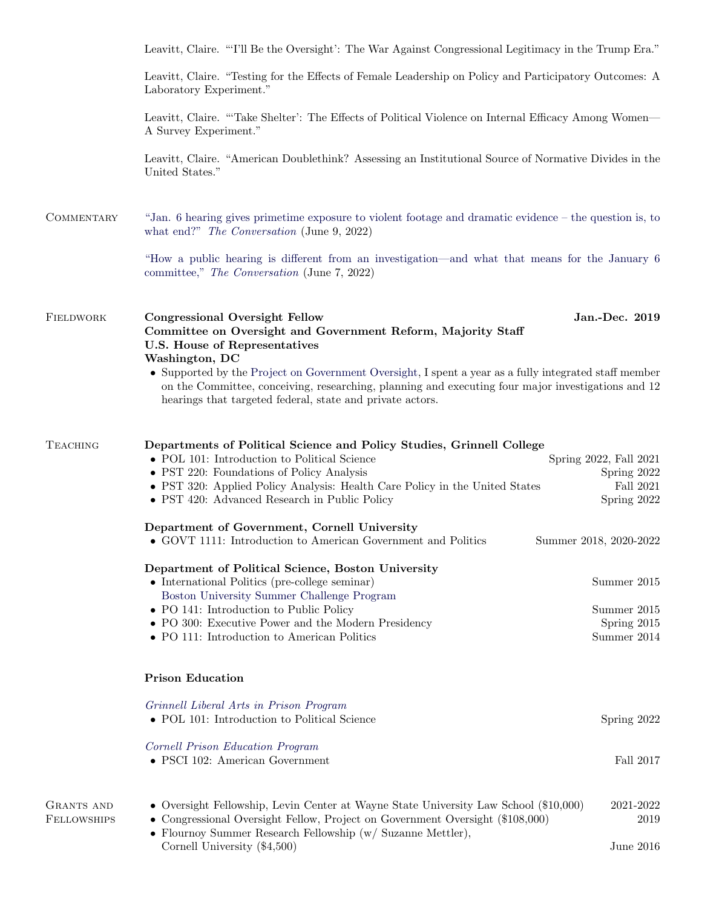Leavitt, Claire. "'I'll Be the Oversight': The War Against Congressional Legitimacy in the Trump Era."

Leavitt, Claire. "Testing for the Effects of Female Leadership on Policy and Participatory Outcomes: A Laboratory Experiment."

Leavitt, Claire. "'Take Shelter': The Effects of Political Violence on Internal Efficacy Among Women—A Survey Experiment."

Leavitt, Claire. "American Doublethink? Assessing an Institutional Source of Normative Divides in the United States."

## Commentary

"Jan. 6 hearing gives primetime exposure to violent footage and dramatic evidence – the question is, to what end?" *The Conversation* (June 9, 2022)

"How a public hearing is different from an investigation—and what that means for the January 6 committee," *The Conversation* (June 7, 2022)

## Fieldwork

**Congressional Oversight Fellow** — **Jan.-Dec. 2019**
**Committee on Oversight and Government Reform, Majority Staff**
**U.S. House of Representatives**
**Washington, DC**

- Supported by the Project on Government Oversight, I spent a year as a fully integrated staff member on the Committee, conceiving, researching, planning and executing four major investigations and 12 hearings that targeted federal, state and private actors.

## Teaching

**Departments of Political Science and Policy Studies, Grinnell College**

- POL 101: Introduction to Political Science — Spring 2022, Fall 2021
- PST 220: Foundations of Policy Analysis — Spring 2022
- PST 320: Applied Policy Analysis: Health Care Policy in the United States — Fall 2021
- PST 420: Advanced Research in Public Policy — Spring 2022

**Department of Government, Cornell University**

- GOVT 1111: Introduction to American Government and Politics — Summer 2018, 2020-2022

**Department of Political Science, Boston University**

- International Politics (pre-college seminar) — Summer 2015
  Boston University Summer Challenge Program
- PO 141: Introduction to Public Policy — Summer 2015
- PO 300: Executive Power and the Modern Presidency — Spring 2015
- PO 111: Introduction to American Politics — Summer 2014

**Prison Education**

*Grinnell Liberal Arts in Prison Program*

- POL 101: Introduction to Political Science — Spring 2022

*Cornell Prison Education Program*

- PSCI 102: American Government — Fall 2017

## Grants and Fellowships

- Oversight Fellowship, Levin Center at Wayne State University Law School ($10,000) — 2021-2022
- Congressional Oversight Fellow, Project on Government Oversight ($108,000) — 2019
- Flournoy Summer Research Fellowship (w/ Suzanne Mettler), Cornell University ($4,500) — June 2016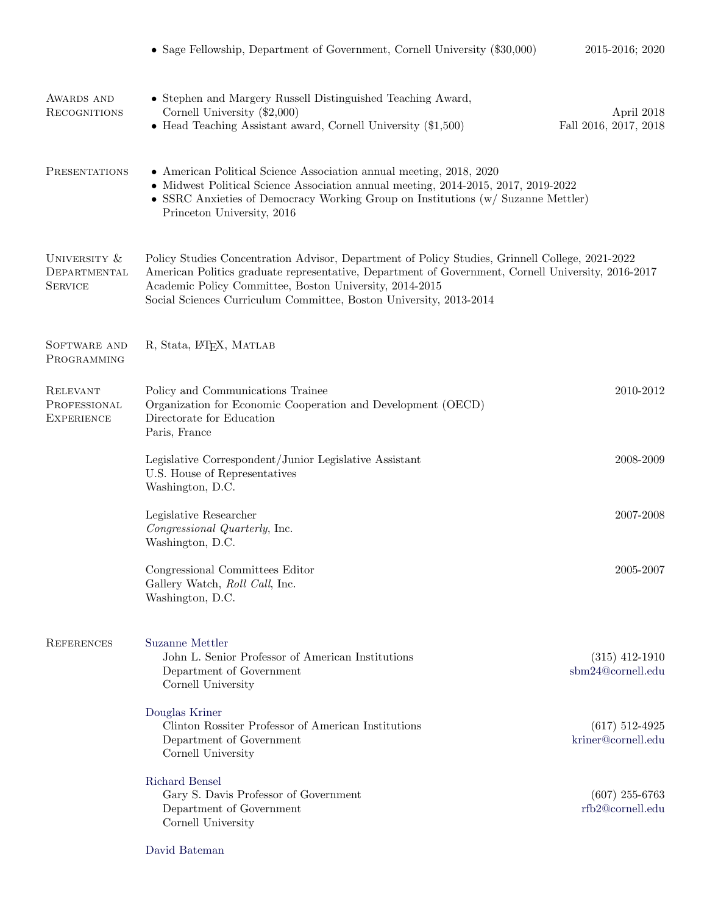- Sage Fellowship, Department of Government, Cornell University ($30,000) 2015-2016; 2020

## Awards and Recognitions

- Stephen and Margery Russell Distinguished Teaching Award, Cornell University ($2,000) — April 2018
- Head Teaching Assistant award, Cornell University ($1,500) — Fall 2016, 2017, 2018

## Presentations

- American Political Science Association annual meeting, 2018, 2020
- Midwest Political Science Association annual meeting, 2014-2015, 2017, 2019-2022
- SSRC Anxieties of Democracy Working Group on Institutions (w/ Suzanne Mettler) Princeton University, 2016

## University & Departmental Service

Policy Studies Concentration Advisor, Department of Policy Studies, Grinnell College, 2021-2022
American Politics graduate representative, Department of Government, Cornell University, 2016-2017
Academic Policy Committee, Boston University, 2014-2015
Social Sciences Curriculum Committee, Boston University, 2013-2014

## Software and Programming

R, Stata, LaTeX, Matlab

## Relevant Professional Experience

Policy and Communications Trainee — 2010-2012
Organization for Economic Cooperation and Development (OECD)
Directorate for Education
Paris, France

Legislative Correspondent/Junior Legislative Assistant — 2008-2009
U.S. House of Representatives
Washington, D.C.

Legislative Researcher — 2007-2008
*Congressional Quarterly*, Inc.
Washington, D.C.

Congressional Committees Editor — 2005-2007
Gallery Watch, *Roll Call*, Inc.
Washington, D.C.

## References

Suzanne Mettler
John L. Senior Professor of American Institutions
Department of Government
Cornell University
(315) 412-1910
sbm24@cornell.edu

Douglas Kriner
Clinton Rossiter Professor of American Institutions
Department of Government
Cornell University
(617) 512-4925
kriner@cornell.edu

Richard Bensel
Gary S. Davis Professor of Government
Department of Government
Cornell University
(607) 255-6763
rfb2@cornell.edu

David Bateman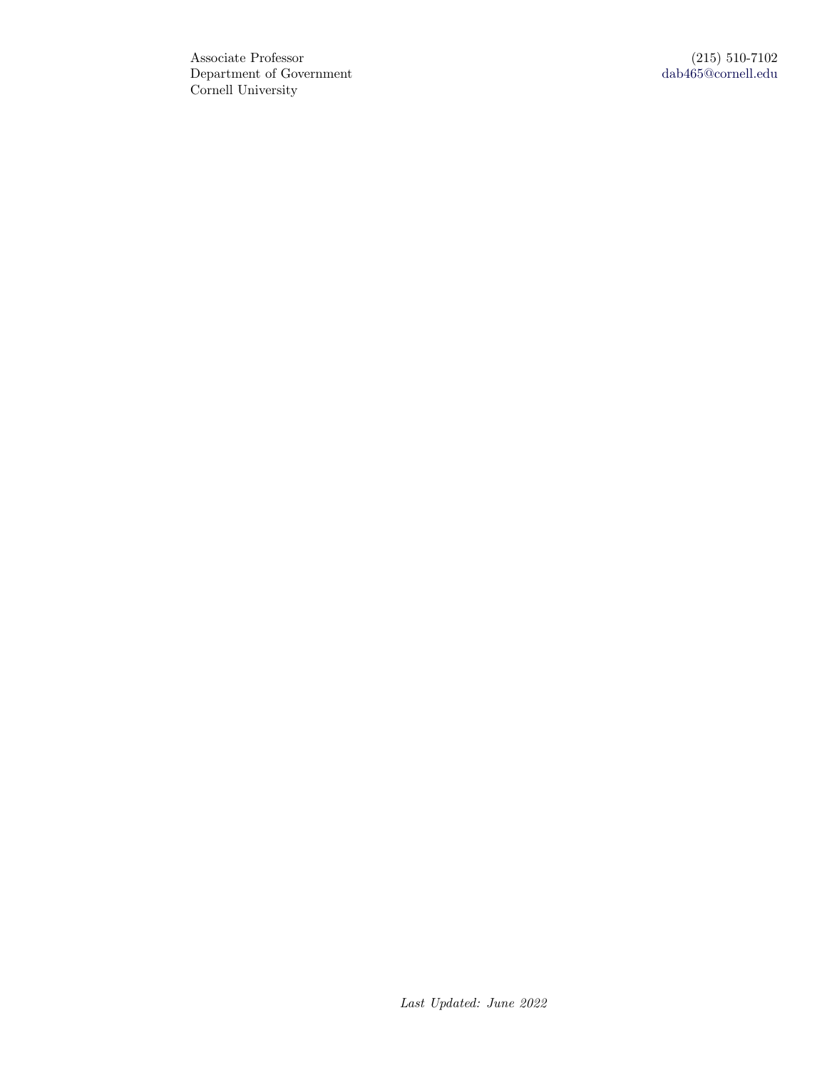Associate Professor
Department of Government
Cornell University

(215) 510-7102
dab465@cornell.edu

*Last Updated: June 2022*